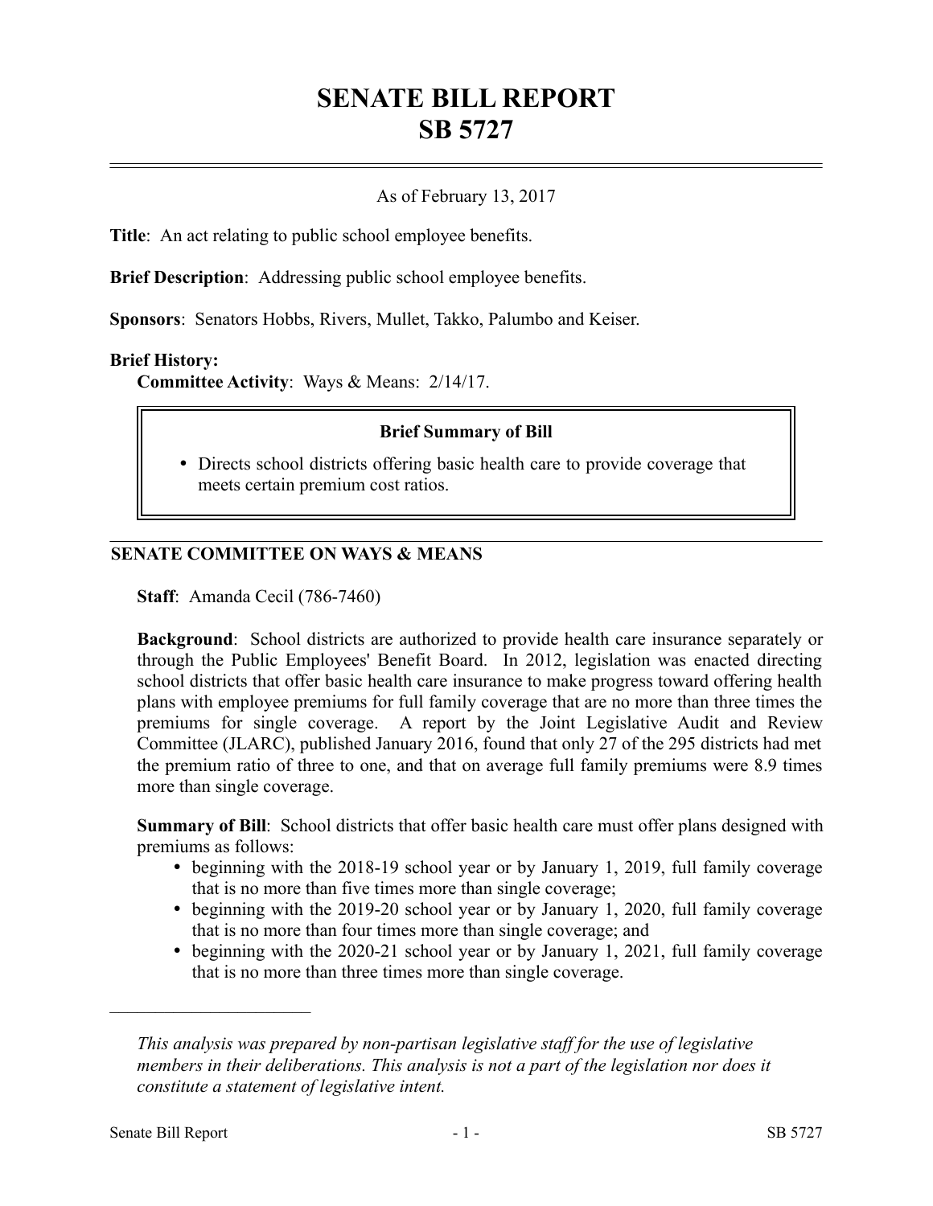# SENATE BILL REPORT
# SB 5727

As of February 13, 2017

**Title**: An act relating to public school employee benefits.

**Brief Description**: Addressing public school employee benefits.

**Sponsors**: Senators Hobbs, Rivers, Mullet, Takko, Palumbo and Keiser.

**Brief History:**

**Committee Activity**: Ways & Means: 2/14/17.

**Brief Summary of Bill**

- Directs school districts offering basic health care to provide coverage that meets certain premium cost ratios.

## SENATE COMMITTEE ON WAYS & MEANS

**Staff**: Amanda Cecil (786-7460)

**Background**: School districts are authorized to provide health care insurance separately or through the Public Employees' Benefit Board. In 2012, legislation was enacted directing school districts that offer basic health care insurance to make progress toward offering health plans with employee premiums for full family coverage that are no more than three times the premiums for single coverage. A report by the Joint Legislative Audit and Review Committee (JLARC), published January 2016, found that only 27 of the 295 districts had met the premium ratio of three to one, and that on average full family premiums were 8.9 times more than single coverage.

**Summary of Bill**: School districts that offer basic health care must offer plans designed with premiums as follows:

- beginning with the 2018-19 school year or by January 1, 2019, full family coverage that is no more than five times more than single coverage;
- beginning with the 2019-20 school year or by January 1, 2020, full family coverage that is no more than four times more than single coverage; and
- beginning with the 2020-21 school year or by January 1, 2021, full family coverage that is no more than three times more than single coverage.

---

*This analysis was prepared by non-partisan legislative staff for the use of legislative members in their deliberations. This analysis is not a part of the legislation nor does it constitute a statement of legislative intent.*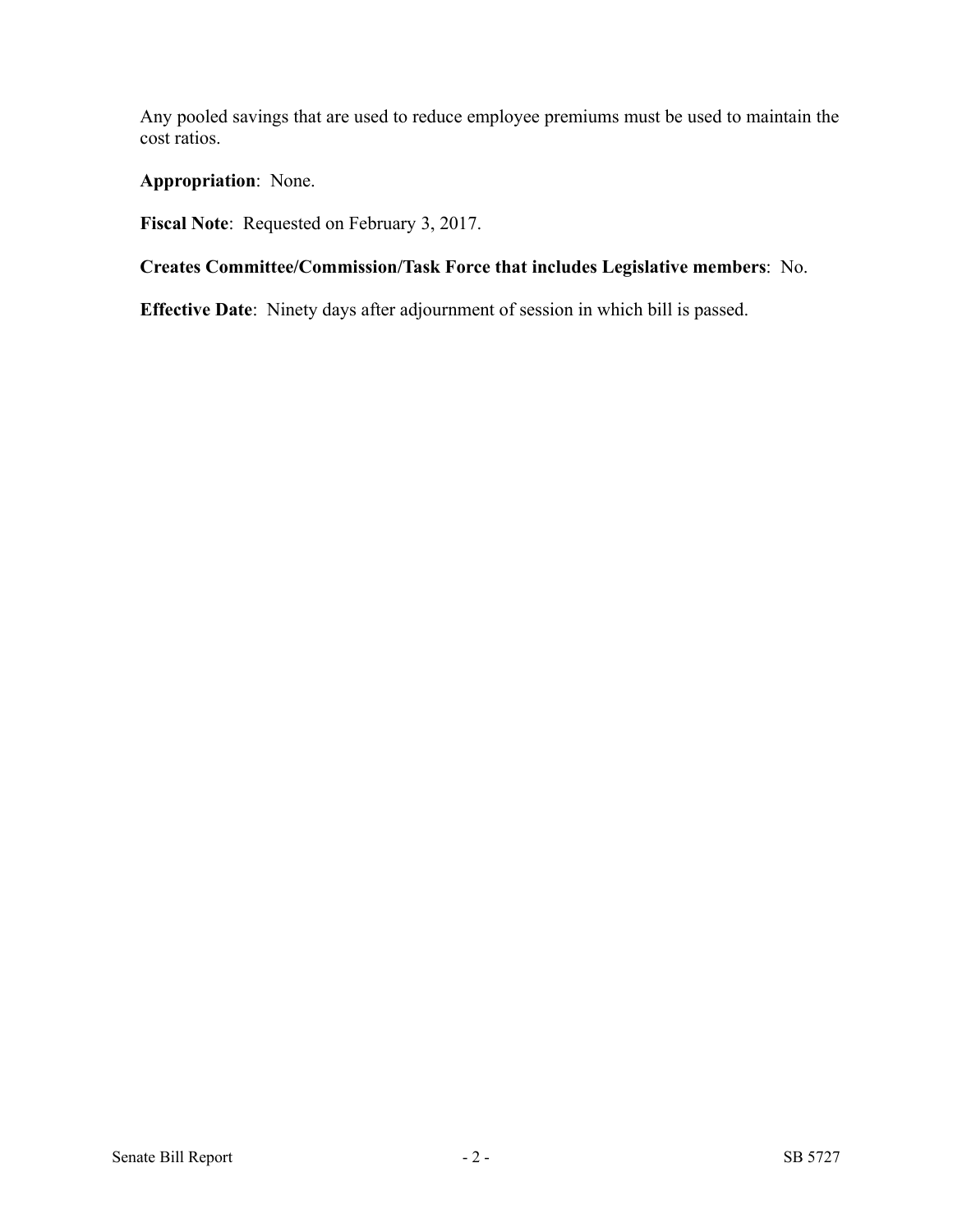Any pooled savings that are used to reduce employee premiums must be used to maintain the cost ratios.

**Appropriation**: None.

**Fiscal Note**: Requested on February 3, 2017.

**Creates Committee/Commission/Task Force that includes Legislative members**: No.

**Effective Date**: Ninety days after adjournment of session in which bill is passed.